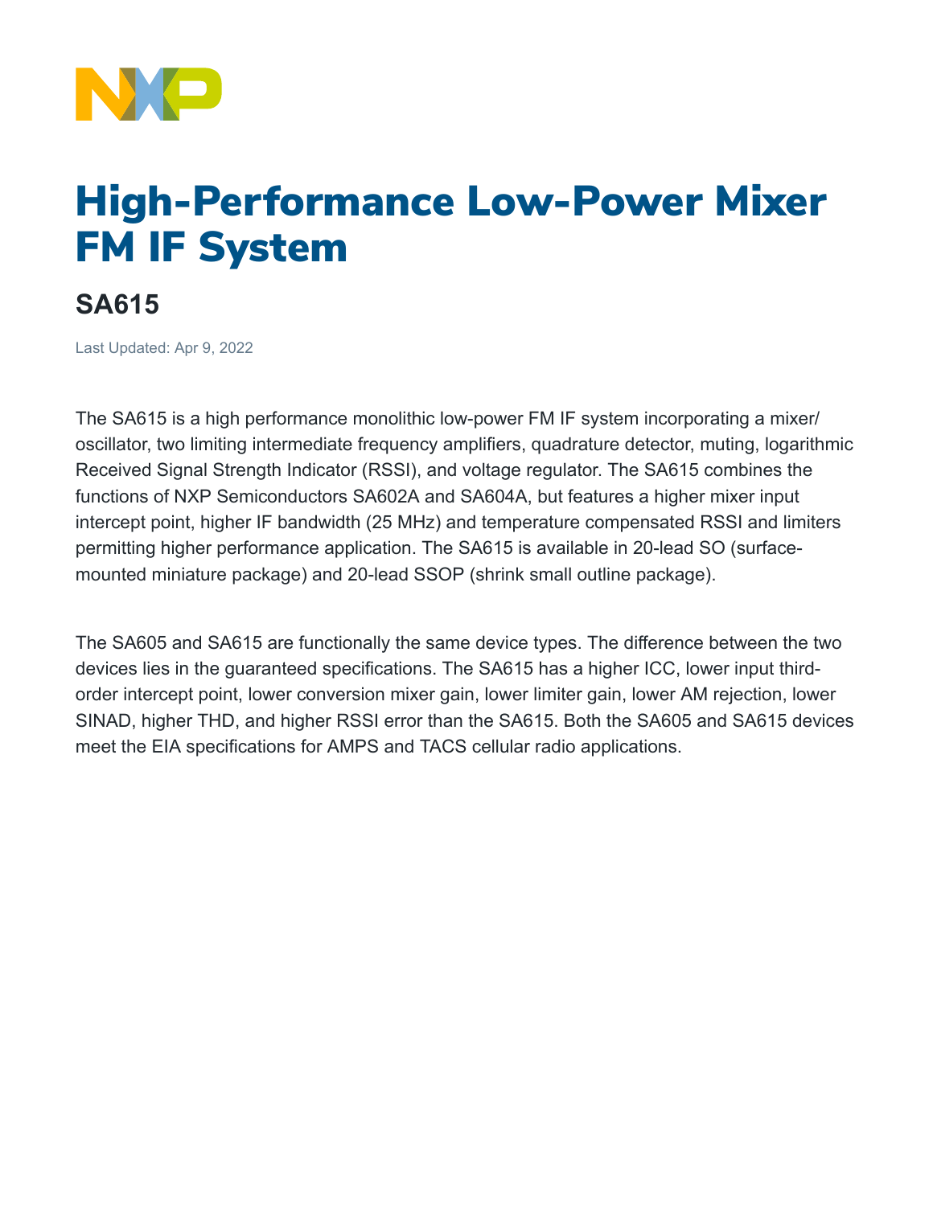# High-Performance Low-Power Mixer FM IF System

## SA615

Last Updated: Apr 9, 2022

The SA615 is a high performance monolithic low-power FM IF system incorporating a mixer/oscillator, two limiting intermediate frequency amplifiers, quadrature detector, muting, logarithmic Received Signal Strength Indicator (RSSI), and voltage regulator. The SA615 combines the functions of NXP Semiconductors SA602A and SA604A, but features a higher mixer input intercept point, higher IF bandwidth (25 MHz) and temperature compensated RSSI and limiters permitting higher performance application. The SA615 is available in 20-lead SO (surface-mounted miniature package) and 20-lead SSOP (shrink small outline package).

The SA605 and SA615 are functionally the same device types. The difference between the two devices lies in the guaranteed specifications. The SA615 has a higher ICC, lower input third-order intercept point, lower conversion mixer gain, lower limiter gain, lower AM rejection, lower SINAD, higher THD, and higher RSSI error than the SA615. Both the SA605 and SA615 devices meet the EIA specifications for AMPS and TACS cellular radio applications.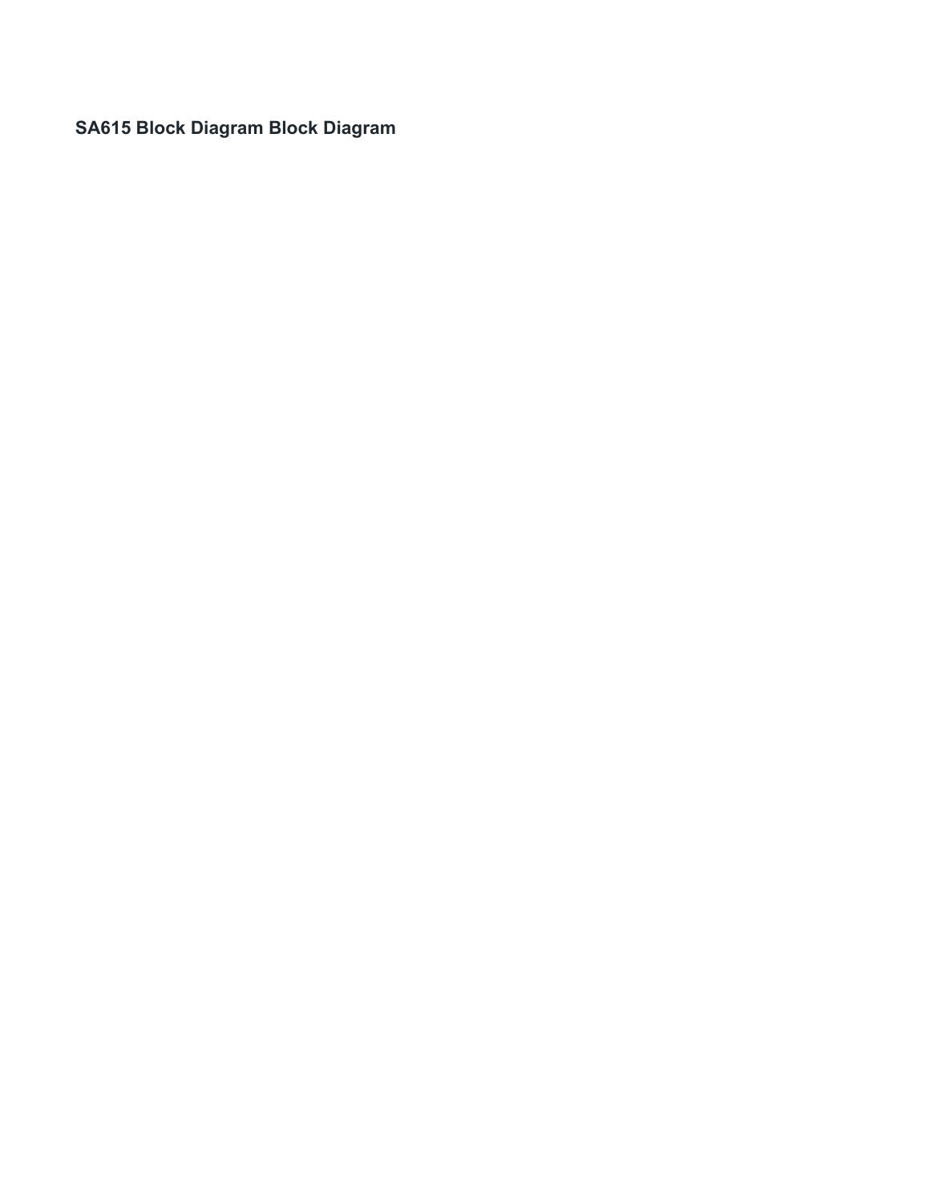### SA615 Block Diagram Block Diagram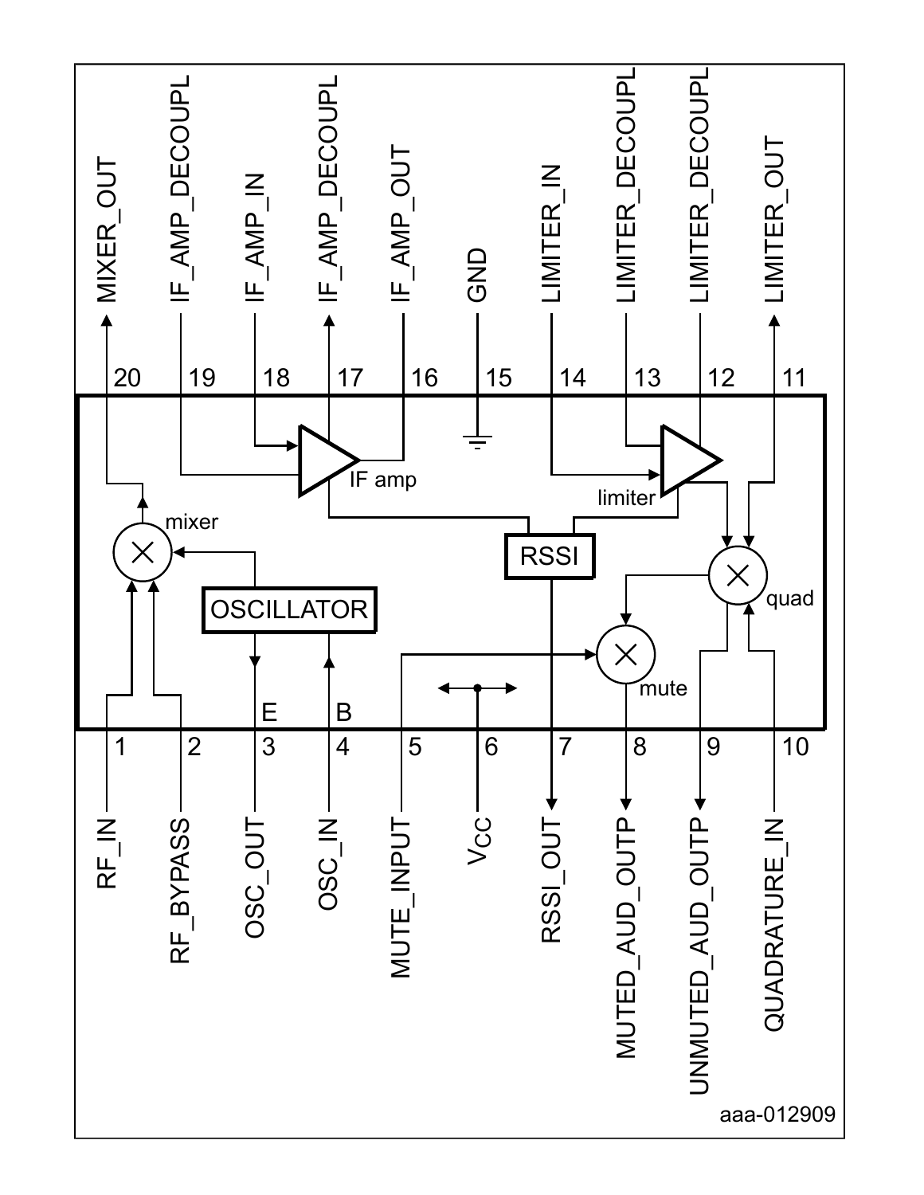| Pin | Name |
| --- | --- |
| 1 | RF_IN |
| 2 | RF_BYPASS |
| 3 | OSC_OUT (E) |
| 4 | OSC_IN (B) |
| 5 | MUTE_INPUT |
| 6 | $V_{CC}$ |
| 7 | RSSI_OUT |
| 8 | MUTED_AUD_OUTP |
| 9 | UNMUTED_AUD_OUTP |
| 10 | QUADRATURE_IN |
| 11 | LIMITER_OUT |
| 12 | LIMITER_DECOUPL |
| 13 | LIMITER_DECOUPL |
| 14 | LIMITER_IN |
| 15 | GND |
| 16 | IF_AMP_OUT |
| 17 | IF_AMP_DECOUPL |
| 18 | IF_AMP_IN |
| 19 | IF_AMP_DECOUPL |
| 20 | MIXER_OUT |

mixer

OSCILLATOR

IF amp

RSSI

limiter

quad

mute

aaa-012909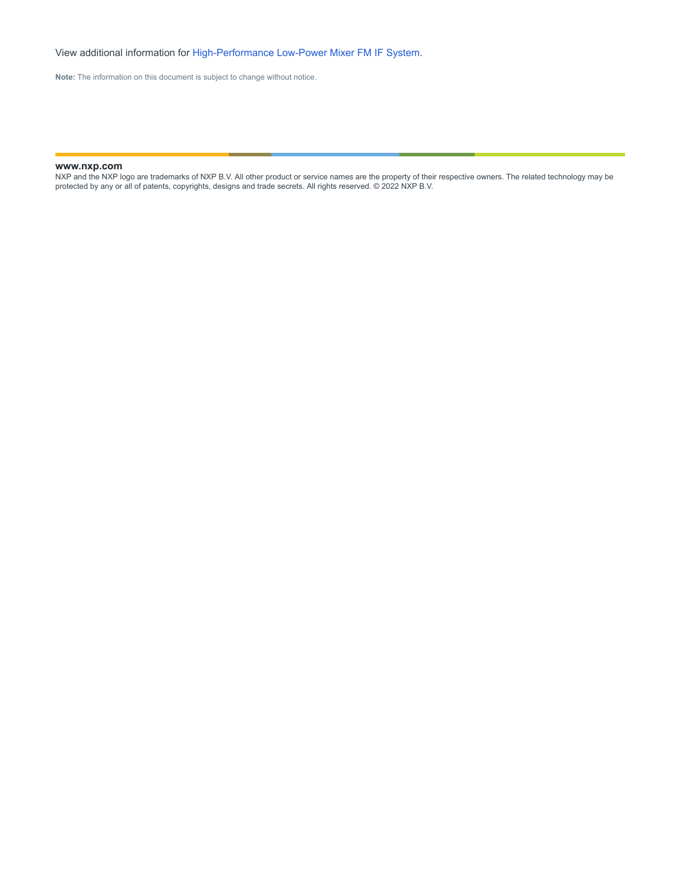View additional information for High-Performance Low-Power Mixer FM IF System.

**Note:** The information on this document is subject to change without notice.

**www.nxp.com**

NXP and the NXP logo are trademarks of NXP B.V. All other product or service names are the property of their respective owners. The related technology may be protected by any or all of patents, copyrights, designs and trade secrets. All rights reserved. © 2022 NXP B.V.